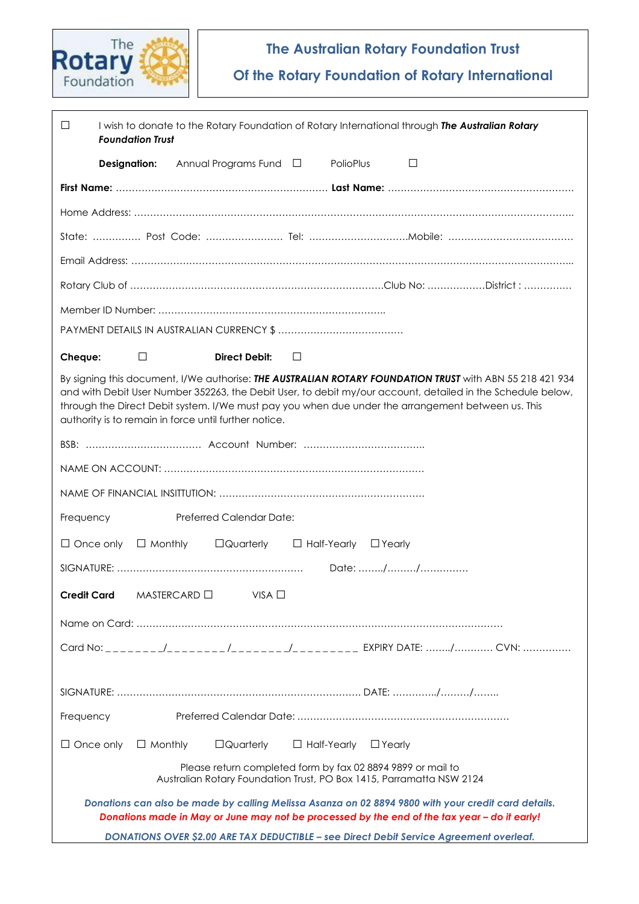The Rotary Foundation

# The Australian Rotary Foundation Trust

## Of the Rotary Foundation of Rotary International

☐ I wish to donate to the Rotary Foundation of Rotary International through ***The Australian Rotary Foundation Trust***

**Designation:** Annual Programs Fund ☐ PolioPlus ☐

**First Name:** ………………………………………………………… **Last Name:** …………………………………………………

Home Address: ……………………………………………………………………………………………………………………..

State: …………… Post Code: …………………… Tel: …………………………Mobile: …………………………………

Email Address: ……………………………………………………………………………………………………………………..

Rotary Club of ……………………………………………………………………Club No: ………………District : ……………

Member ID Number: ……………………………………………………………..

PAYMENT DETAILS IN AUSTRALIAN CURRENCY $ …………………………………

**Cheque:** ☐ **Direct Debit:** ☐

By signing this document, I/We authorise: ***THE AUSTRALIAN ROTARY FOUNDATION TRUST*** with ABN 55 218 421 934 and with Debit User Number 352263, the Debit User, to debit my/our account, detailed in the Schedule below, through the Direct Debit system. I/We must pay you when due under the arrangement between us. This authority is to remain in force until further notice.

BSB: ……………………………… Account Number: ………………………………..

NAME ON ACCOUNT: ………………………………………………………………………

NAME OF FINANCIAL INSITTUTION: ………………………………………………………

Frequency Preferred Calendar Date:

☐ Once only ☐ Monthly ☐Quarterly ☐ Half-Yearly ☐ Yearly

SIGNATURE: ………………………………………………… Date: ……../………/……………

**Credit Card** MASTERCARD ☐ VISA ☐

Name on Card: ……………………………………………………………………………………………………

Card No: _ _ _ _ _ _ _ _/_ _ _ _ _ _ _ _ /_ _ _ _ _ _ _ _/_ _ _ _ _ _ _ _ _ EXPIRY DATE: ……../………… CVN: ……………

SIGNATURE: …………………………………………………………………… DATE: …………../………/……..

Frequency Preferred Calendar Date: …………………………………………………………

☐ Once only ☐ Monthly ☐Quarterly ☐ Half-Yearly ☐ Yearly

Please return completed form by fax 02 8894 9899 or mail to
Australian Rotary Foundation Trust, PO Box 1415, Parramatta NSW 2124

***Donations can also be made by calling Melissa Asanza on 02 8894 9800 with your credit card details.***
***Donations made in May or June may not be processed by the end of the tax year – do it early!***

***DONATIONS OVER $2.00 ARE TAX DEDUCTIBLE – see Direct Debit Service Agreement overleaf.***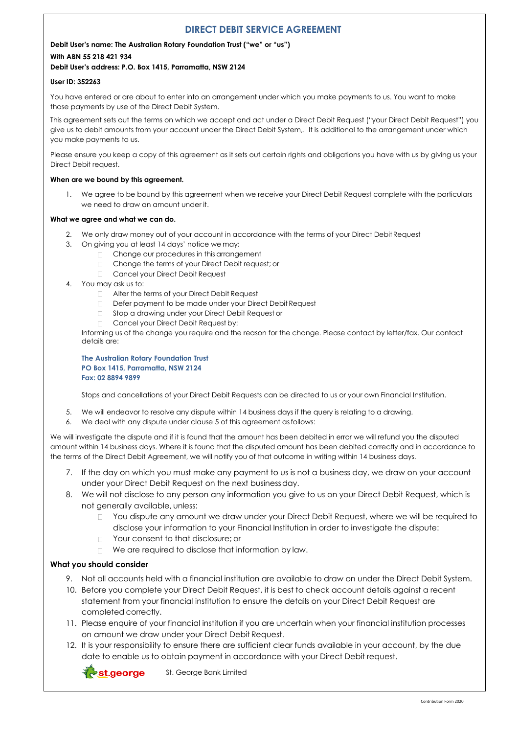# DIRECT DEBIT SERVICE AGREEMENT

**Debit User's name: The Australian Rotary Foundation Trust ("we" or "us")**

**With ABN 55 218 421 934**

**Debit User's address: P.O. Box 1415, Parramatta, NSW 2124**

**User ID: 352263**

You have entered or are about to enter into an arrangement under which you make payments to us. You want to make those payments by use of the Direct Debit System.

This agreement sets out the terms on which we accept and act under a Direct Debit Request ("your Direct Debit Request") you give us to debit amounts from your account under the Direct Debit System,. It is additional to the arrangement under which you make payments to us.

Please ensure you keep a copy of this agreement as it sets out certain rights and obligations you have with us by giving us your Direct Debit request.

**When are we bound by this agreement.**

1. We agree to be bound by this agreement when we receive your Direct Debit Request complete with the particulars we need to draw an amount under it.

**What we agree and what we can do.**

2. We only draw money out of your account in accordance with the terms of your Direct Debit Request
3. On giving you at least 14 days' notice we may:
   - Change our procedures in this arrangement
   - Change the terms of your Direct Debit request; or
   - Cancel your Direct Debit Request
4. You may ask us to:
   - Alter the terms of your Direct Debit Request
   - Defer payment to be made under your Direct Debit Request
   - Stop a drawing under your Direct Debit Request or
   - Cancel your Direct Debit Request by:

   Informing us of the change you require and the reason for the change. Please contact by letter/fax. Our contact details are:

   **The Australian Rotary Foundation Trust**
   **PO Box 1415, Parramatta, NSW 2124**
   **Fax: 02 8894 9899**

   Stops and cancellations of your Direct Debit Requests can be directed to us or your own Financial Institution.

5. We will endeavor to resolve any dispute within 14 business days if the query is relating to a drawing.
6. We deal with any dispute under clause 5 of this agreement as follows:

We will investigate the dispute and if it is found that the amount has been debited in error we will refund you the disputed amount within 14 business days. Where it is found that the disputed amount has been debited correctly and in accordance to the terms of the Direct Debit Agreement, we will notify you of that outcome in writing within 14 business days.

7. If the day on which you must make any payment to us is not a business day, we draw on your account under your Direct Debit Request on the next business day.
8. We will not disclose to any person any information you give to us on your Direct Debit Request, which is not generally available, unless:
   - You dispute any amount we draw under your Direct Debit Request, where we will be required to disclose your information to your Financial Institution in order to investigate the dispute:
   - Your consent to that disclosure; or
   - We are required to disclose that information by law.

**What you should consider**

9. Not all accounts held with a financial institution are available to draw on under the Direct Debit System.
10. Before you complete your Direct Debit Request, it is best to check account details against a recent statement from your financial institution to ensure the details on your Direct Debit Request are completed correctly.
11. Please enquire of your financial institution if you are uncertain when your financial institution processes on amount we draw under your Direct Debit Request.
12. It is your responsibility to ensure there are sufficient clear funds available in your account, by the due date to enable us to obtain payment in accordance with your Direct Debit request.

st.george St. George Bank Limited

Contribution Form 2020